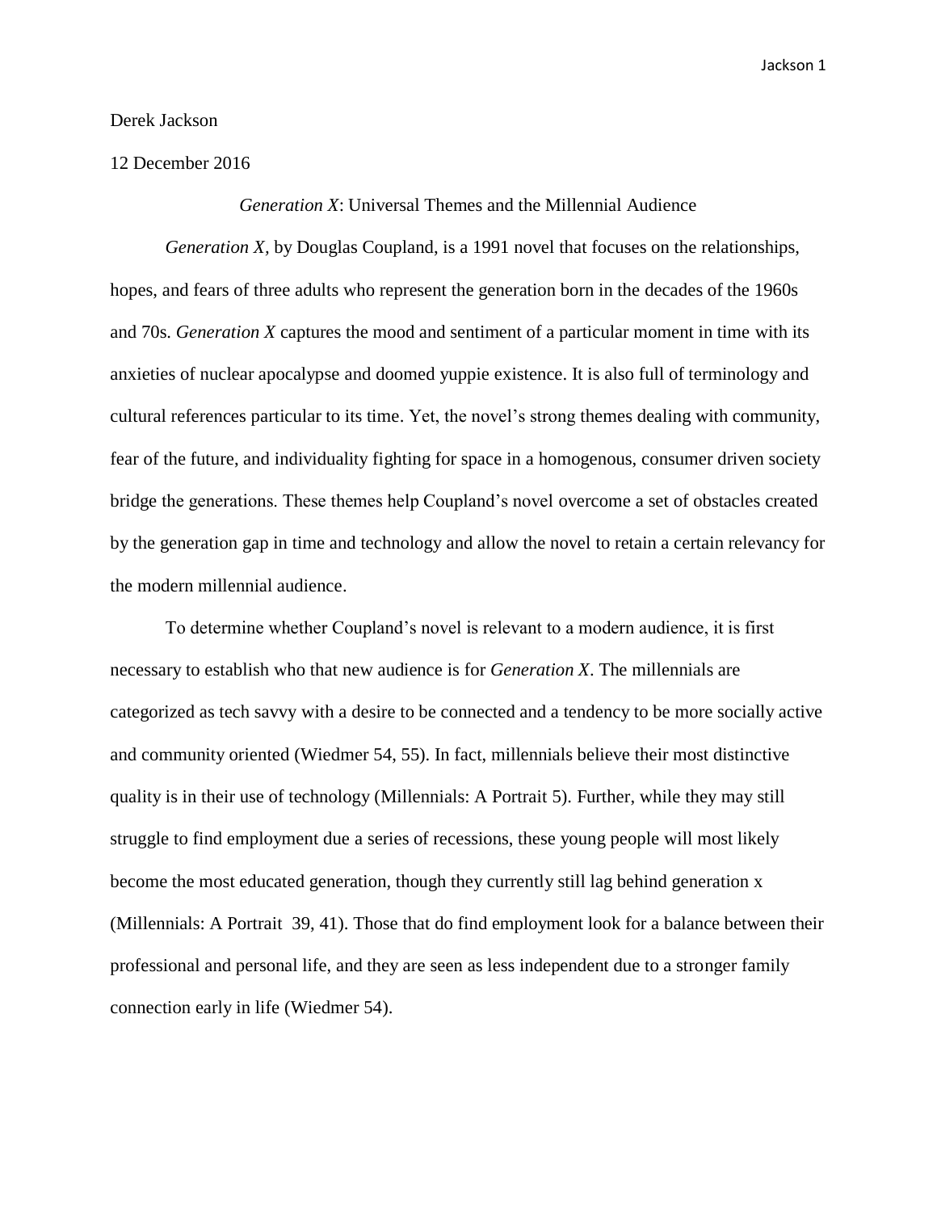Derek Jackson

12 December 2016

*Generation X*: Universal Themes and the Millennial Audience

*Generation X*, by Douglas Coupland, is a 1991 novel that focuses on the relationships, hopes, and fears of three adults who represent the generation born in the decades of the 1960s and 70s. *Generation X* captures the mood and sentiment of a particular moment in time with its anxieties of nuclear apocalypse and doomed yuppie existence. It is also full of terminology and cultural references particular to its time. Yet, the novel's strong themes dealing with community, fear of the future, and individuality fighting for space in a homogenous, consumer driven society bridge the generations. These themes help Coupland's novel overcome a set of obstacles created by the generation gap in time and technology and allow the novel to retain a certain relevancy for the modern millennial audience.

To determine whether Coupland's novel is relevant to a modern audience, it is first necessary to establish who that new audience is for *Generation X*. The millennials are categorized as tech savvy with a desire to be connected and a tendency to be more socially active and community oriented (Wiedmer 54, 55). In fact, millennials believe their most distinctive quality is in their use of technology (Millennials: A Portrait 5). Further, while they may still struggle to find employment due a series of recessions, these young people will most likely become the most educated generation, though they currently still lag behind generation x (Millennials: A Portrait 39, 41). Those that do find employment look for a balance between their professional and personal life, and they are seen as less independent due to a stronger family connection early in life (Wiedmer 54).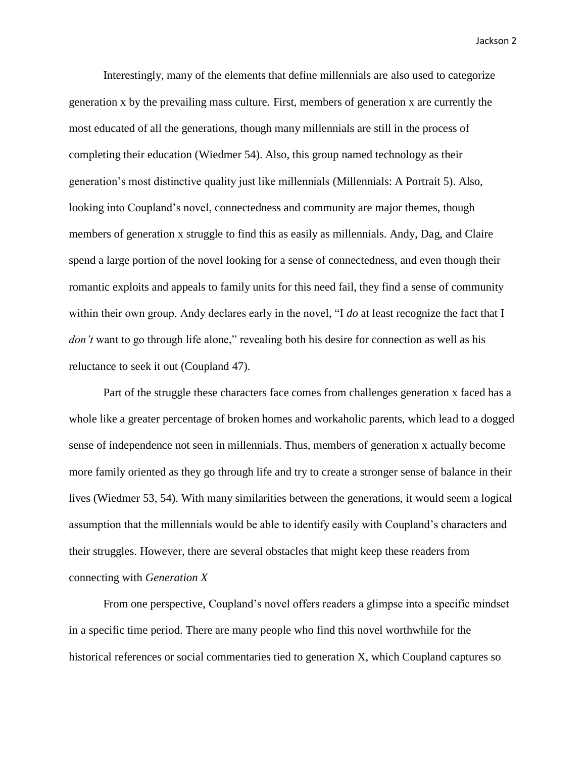Interestingly, many of the elements that define millennials are also used to categorize generation x by the prevailing mass culture. First, members of generation x are currently the most educated of all the generations, though many millennials are still in the process of completing their education (Wiedmer 54). Also, this group named technology as their generation's most distinctive quality just like millennials (Millennials: A Portrait 5). Also, looking into Coupland's novel, connectedness and community are major themes, though members of generation x struggle to find this as easily as millennials. Andy, Dag, and Claire spend a large portion of the novel looking for a sense of connectedness, and even though their romantic exploits and appeals to family units for this need fail, they find a sense of community within their own group. Andy declares early in the novel, "I *do* at least recognize the fact that I *don't* want to go through life alone," revealing both his desire for connection as well as his reluctance to seek it out (Coupland 47).

Part of the struggle these characters face comes from challenges generation x faced has a whole like a greater percentage of broken homes and workaholic parents, which lead to a dogged sense of independence not seen in millennials. Thus, members of generation x actually become more family oriented as they go through life and try to create a stronger sense of balance in their lives (Wiedmer 53, 54). With many similarities between the generations, it would seem a logical assumption that the millennials would be able to identify easily with Coupland's characters and their struggles. However, there are several obstacles that might keep these readers from connecting with *Generation X*

From one perspective, Coupland's novel offers readers a glimpse into a specific mindset in a specific time period. There are many people who find this novel worthwhile for the historical references or social commentaries tied to generation X, which Coupland captures so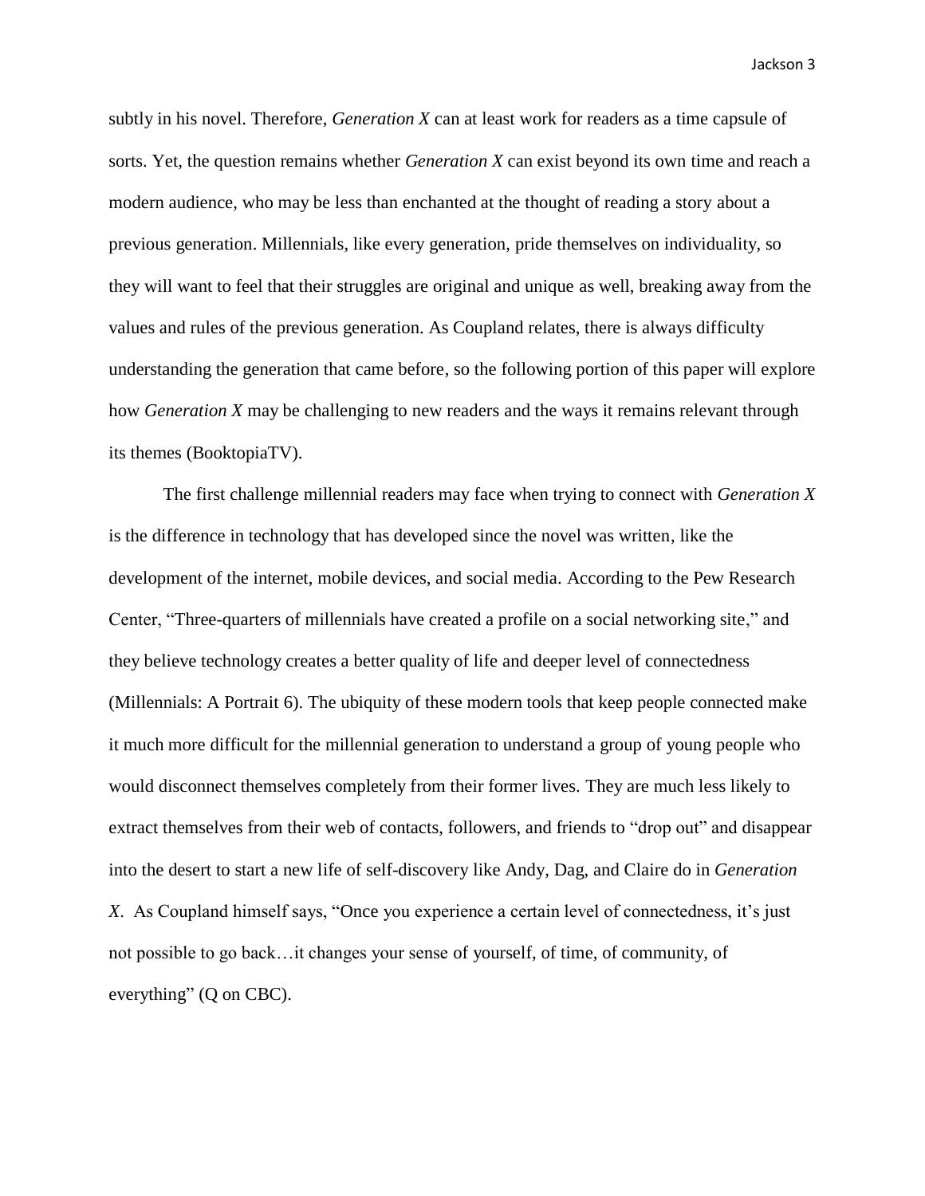subtly in his novel. Therefore, *Generation X* can at least work for readers as a time capsule of sorts. Yet, the question remains whether *Generation X* can exist beyond its own time and reach a modern audience, who may be less than enchanted at the thought of reading a story about a previous generation. Millennials, like every generation, pride themselves on individuality, so they will want to feel that their struggles are original and unique as well, breaking away from the values and rules of the previous generation. As Coupland relates, there is always difficulty understanding the generation that came before, so the following portion of this paper will explore how *Generation X* may be challenging to new readers and the ways it remains relevant through its themes (BooktopiaTV).

The first challenge millennial readers may face when trying to connect with *Generation X* is the difference in technology that has developed since the novel was written, like the development of the internet, mobile devices, and social media. According to the Pew Research Center, "Three-quarters of millennials have created a profile on a social networking site," and they believe technology creates a better quality of life and deeper level of connectedness (Millennials: A Portrait 6). The ubiquity of these modern tools that keep people connected make it much more difficult for the millennial generation to understand a group of young people who would disconnect themselves completely from their former lives. They are much less likely to extract themselves from their web of contacts, followers, and friends to "drop out" and disappear into the desert to start a new life of self-discovery like Andy, Dag, and Claire do in *Generation X*. As Coupland himself says, "Once you experience a certain level of connectedness, it's just not possible to go back…it changes your sense of yourself, of time, of community, of everything" (Q on CBC).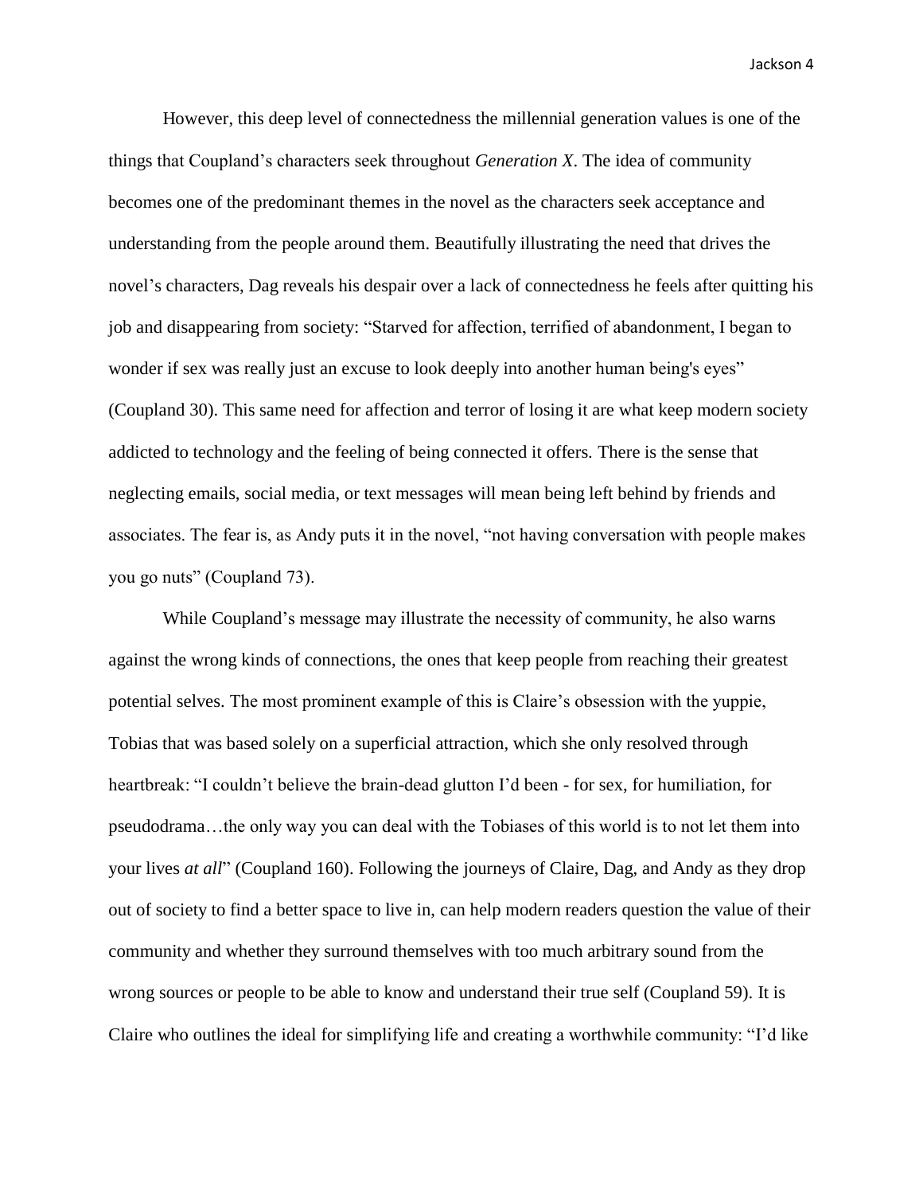However, this deep level of connectedness the millennial generation values is one of the things that Coupland's characters seek throughout *Generation X*. The idea of community becomes one of the predominant themes in the novel as the characters seek acceptance and understanding from the people around them. Beautifully illustrating the need that drives the novel's characters, Dag reveals his despair over a lack of connectedness he feels after quitting his job and disappearing from society: "Starved for affection, terrified of abandonment, I began to wonder if sex was really just an excuse to look deeply into another human being's eyes" (Coupland 30). This same need for affection and terror of losing it are what keep modern society addicted to technology and the feeling of being connected it offers. There is the sense that neglecting emails, social media, or text messages will mean being left behind by friends and associates. The fear is, as Andy puts it in the novel, "not having conversation with people makes you go nuts" (Coupland 73).

While Coupland's message may illustrate the necessity of community, he also warns against the wrong kinds of connections, the ones that keep people from reaching their greatest potential selves. The most prominent example of this is Claire's obsession with the yuppie, Tobias that was based solely on a superficial attraction, which she only resolved through heartbreak: "I couldn't believe the brain-dead glutton I'd been - for sex, for humiliation, for pseudodrama…the only way you can deal with the Tobiases of this world is to not let them into your lives *at all*" (Coupland 160). Following the journeys of Claire, Dag, and Andy as they drop out of society to find a better space to live in, can help modern readers question the value of their community and whether they surround themselves with too much arbitrary sound from the wrong sources or people to be able to know and understand their true self (Coupland 59). It is Claire who outlines the ideal for simplifying life and creating a worthwhile community: "I'd like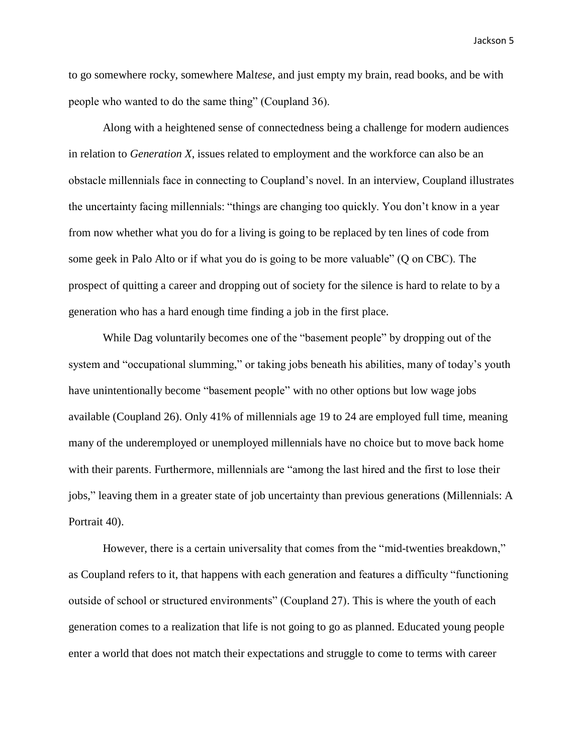to go somewhere rocky, somewhere Mal*tese*, and just empty my brain, read books, and be with people who wanted to do the same thing" (Coupland 36).

Along with a heightened sense of connectedness being a challenge for modern audiences in relation to *Generation X*, issues related to employment and the workforce can also be an obstacle millennials face in connecting to Coupland's novel. In an interview, Coupland illustrates the uncertainty facing millennials: "things are changing too quickly. You don't know in a year from now whether what you do for a living is going to be replaced by ten lines of code from some geek in Palo Alto or if what you do is going to be more valuable" (Q on CBC). The prospect of quitting a career and dropping out of society for the silence is hard to relate to by a generation who has a hard enough time finding a job in the first place.

While Dag voluntarily becomes one of the "basement people" by dropping out of the system and "occupational slumming," or taking jobs beneath his abilities, many of today's youth have unintentionally become "basement people" with no other options but low wage jobs available (Coupland 26). Only 41% of millennials age 19 to 24 are employed full time, meaning many of the underemployed or unemployed millennials have no choice but to move back home with their parents. Furthermore, millennials are "among the last hired and the first to lose their jobs," leaving them in a greater state of job uncertainty than previous generations (Millennials: A Portrait 40).

However, there is a certain universality that comes from the "mid-twenties breakdown," as Coupland refers to it, that happens with each generation and features a difficulty "functioning outside of school or structured environments" (Coupland 27). This is where the youth of each generation comes to a realization that life is not going to go as planned. Educated young people enter a world that does not match their expectations and struggle to come to terms with career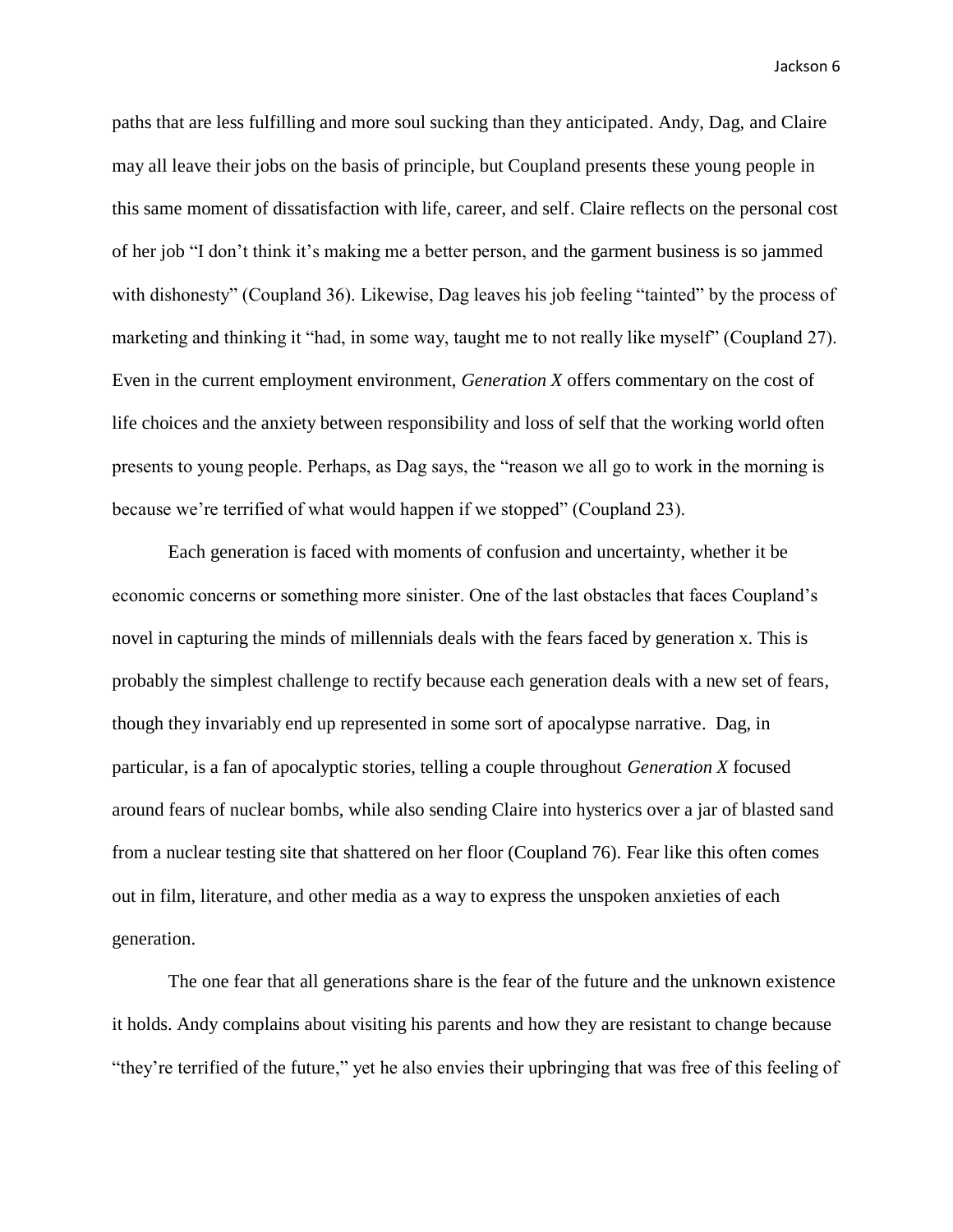paths that are less fulfilling and more soul sucking than they anticipated. Andy, Dag, and Claire may all leave their jobs on the basis of principle, but Coupland presents these young people in this same moment of dissatisfaction with life, career, and self. Claire reflects on the personal cost of her job "I don't think it's making me a better person, and the garment business is so jammed with dishonesty" (Coupland 36). Likewise, Dag leaves his job feeling "tainted" by the process of marketing and thinking it "had, in some way, taught me to not really like myself" (Coupland 27). Even in the current employment environment, *Generation X* offers commentary on the cost of life choices and the anxiety between responsibility and loss of self that the working world often presents to young people. Perhaps, as Dag says, the "reason we all go to work in the morning is because we're terrified of what would happen if we stopped" (Coupland 23).

Each generation is faced with moments of confusion and uncertainty, whether it be economic concerns or something more sinister. One of the last obstacles that faces Coupland's novel in capturing the minds of millennials deals with the fears faced by generation x. This is probably the simplest challenge to rectify because each generation deals with a new set of fears, though they invariably end up represented in some sort of apocalypse narrative. Dag, in particular, is a fan of apocalyptic stories, telling a couple throughout *Generation X* focused around fears of nuclear bombs, while also sending Claire into hysterics over a jar of blasted sand from a nuclear testing site that shattered on her floor (Coupland 76). Fear like this often comes out in film, literature, and other media as a way to express the unspoken anxieties of each generation.

The one fear that all generations share is the fear of the future and the unknown existence it holds. Andy complains about visiting his parents and how they are resistant to change because "they're terrified of the future," yet he also envies their upbringing that was free of this feeling of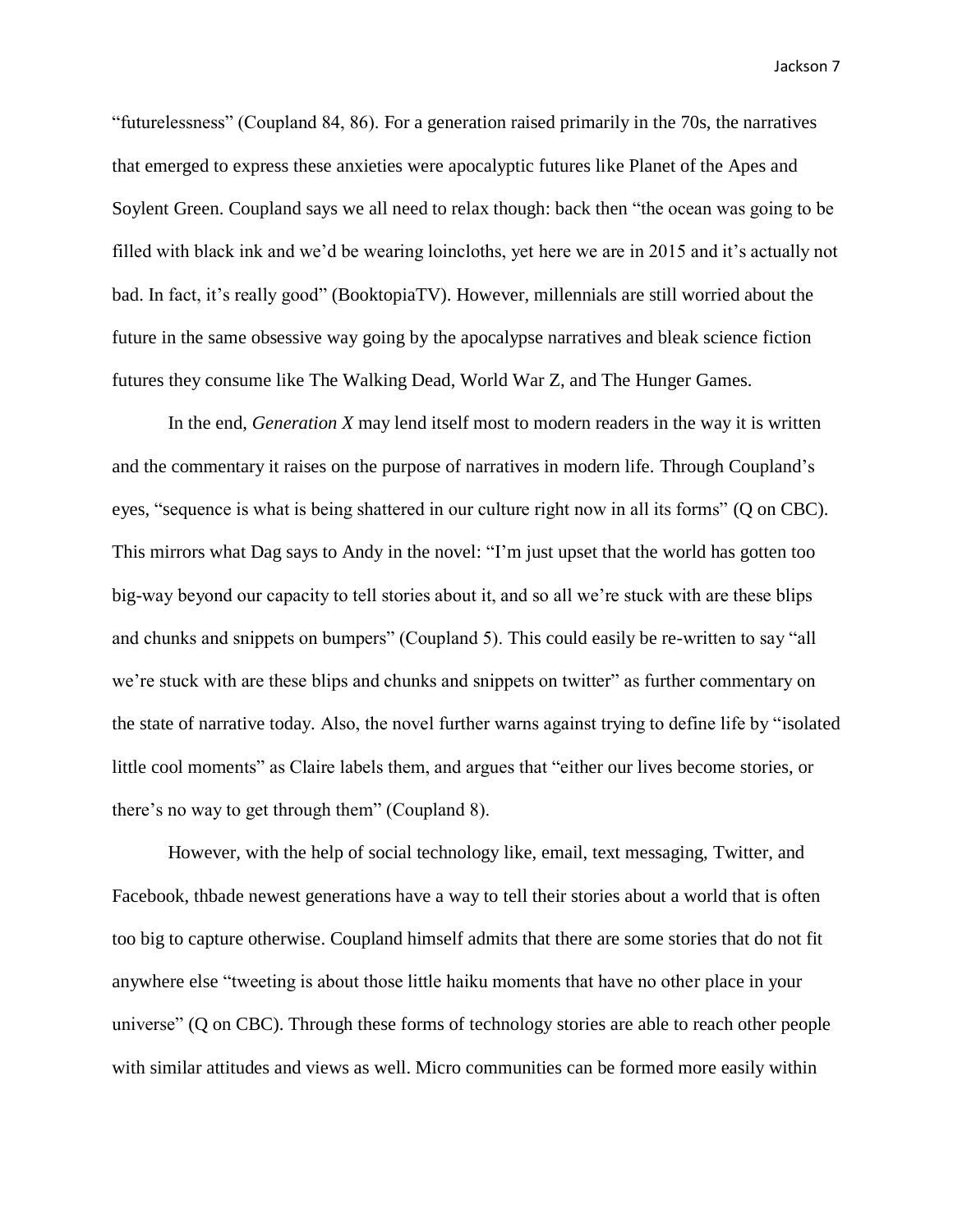"futurelessness" (Coupland 84, 86). For a generation raised primarily in the 70s, the narratives that emerged to express these anxieties were apocalyptic futures like Planet of the Apes and Soylent Green. Coupland says we all need to relax though: back then "the ocean was going to be filled with black ink and we'd be wearing loincloths, yet here we are in 2015 and it's actually not bad. In fact, it's really good" (BooktopiaTV). However, millennials are still worried about the future in the same obsessive way going by the apocalypse narratives and bleak science fiction futures they consume like The Walking Dead, World War Z, and The Hunger Games.

In the end, *Generation X* may lend itself most to modern readers in the way it is written and the commentary it raises on the purpose of narratives in modern life. Through Coupland's eyes, "sequence is what is being shattered in our culture right now in all its forms" (Q on CBC). This mirrors what Dag says to Andy in the novel: "I'm just upset that the world has gotten too big-way beyond our capacity to tell stories about it, and so all we're stuck with are these blips and chunks and snippets on bumpers" (Coupland 5). This could easily be re-written to say "all we're stuck with are these blips and chunks and snippets on twitter" as further commentary on the state of narrative today. Also, the novel further warns against trying to define life by "isolated little cool moments" as Claire labels them, and argues that "either our lives become stories, or there's no way to get through them" (Coupland 8).

However, with the help of social technology like, email, text messaging, Twitter, and Facebook, thbade newest generations have a way to tell their stories about a world that is often too big to capture otherwise. Coupland himself admits that there are some stories that do not fit anywhere else "tweeting is about those little haiku moments that have no other place in your universe" (Q on CBC). Through these forms of technology stories are able to reach other people with similar attitudes and views as well. Micro communities can be formed more easily within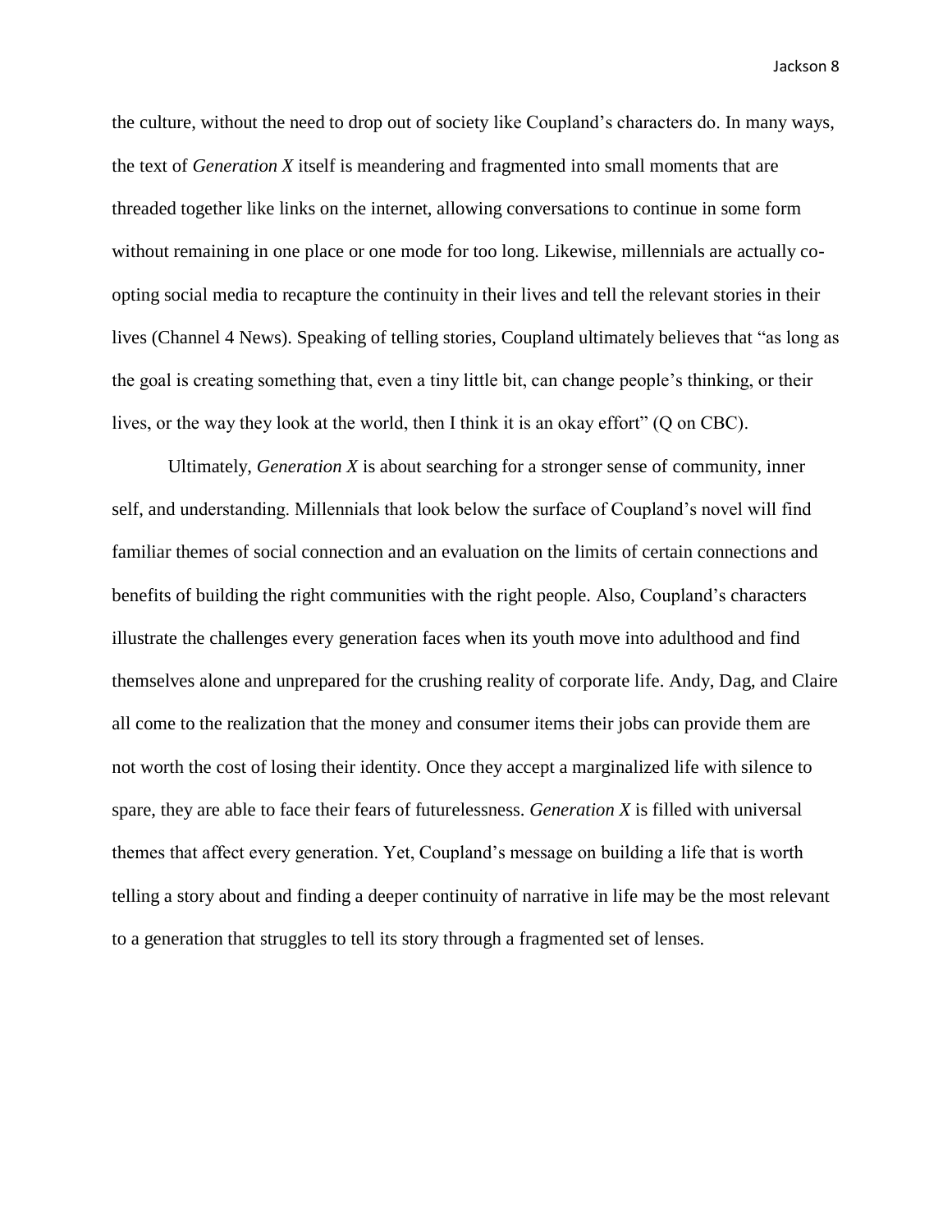the culture, without the need to drop out of society like Coupland's characters do. In many ways, the text of *Generation X* itself is meandering and fragmented into small moments that are threaded together like links on the internet, allowing conversations to continue in some form without remaining in one place or one mode for too long. Likewise, millennials are actually co-opting social media to recapture the continuity in their lives and tell the relevant stories in their lives (Channel 4 News). Speaking of telling stories, Coupland ultimately believes that "as long as the goal is creating something that, even a tiny little bit, can change people's thinking, or their lives, or the way they look at the world, then I think it is an okay effort" (Q on CBC).

Ultimately, *Generation X* is about searching for a stronger sense of community, inner self, and understanding. Millennials that look below the surface of Coupland's novel will find familiar themes of social connection and an evaluation on the limits of certain connections and benefits of building the right communities with the right people. Also, Coupland's characters illustrate the challenges every generation faces when its youth move into adulthood and find themselves alone and unprepared for the crushing reality of corporate life. Andy, Dag, and Claire all come to the realization that the money and consumer items their jobs can provide them are not worth the cost of losing their identity. Once they accept a marginalized life with silence to spare, they are able to face their fears of futurelessness. *Generation X* is filled with universal themes that affect every generation. Yet, Coupland's message on building a life that is worth telling a story about and finding a deeper continuity of narrative in life may be the most relevant to a generation that struggles to tell its story through a fragmented set of lenses.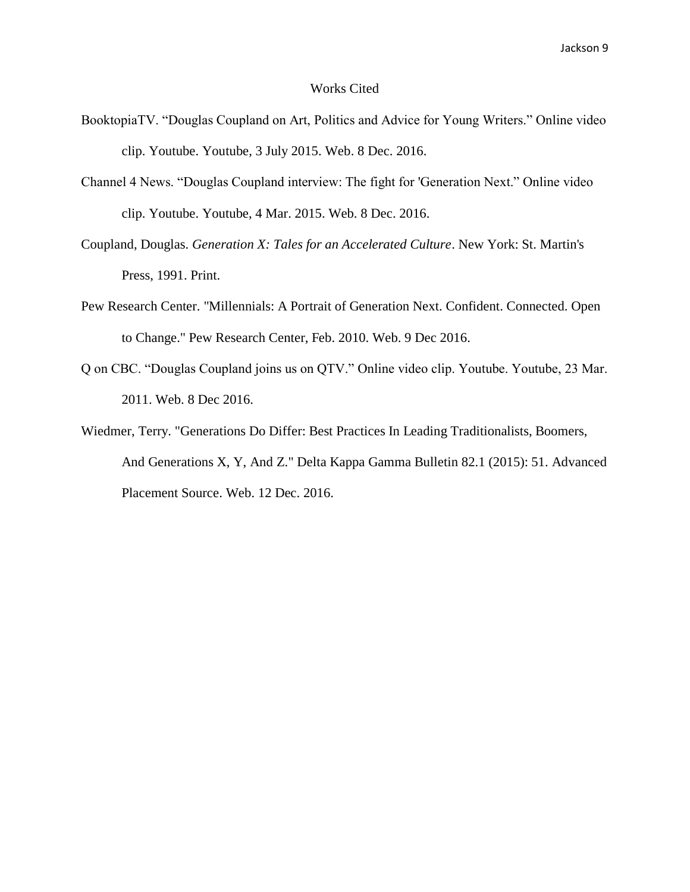# Works Cited

BooktopiaTV. “Douglas Coupland on Art, Politics and Advice for Young Writers.” Online video clip. Youtube. Youtube, 3 July 2015. Web. 8 Dec. 2016.

Channel 4 News. “Douglas Coupland interview: The fight for 'Generation Next.” Online video clip. Youtube. Youtube, 4 Mar. 2015. Web. 8 Dec. 2016.

Coupland, Douglas. *Generation X: Tales for an Accelerated Culture*. New York: St. Martin's Press, 1991. Print.

Pew Research Center. "Millennials: A Portrait of Generation Next. Confident. Connected. Open to Change." Pew Research Center, Feb. 2010. Web. 9 Dec 2016.

Q on CBC. “Douglas Coupland joins us on QTV.” Online video clip. Youtube. Youtube, 23 Mar. 2011. Web. 8 Dec 2016.

Wiedmer, Terry. "Generations Do Differ: Best Practices In Leading Traditionalists, Boomers, And Generations X, Y, And Z." Delta Kappa Gamma Bulletin 82.1 (2015): 51. Advanced Placement Source. Web. 12 Dec. 2016.